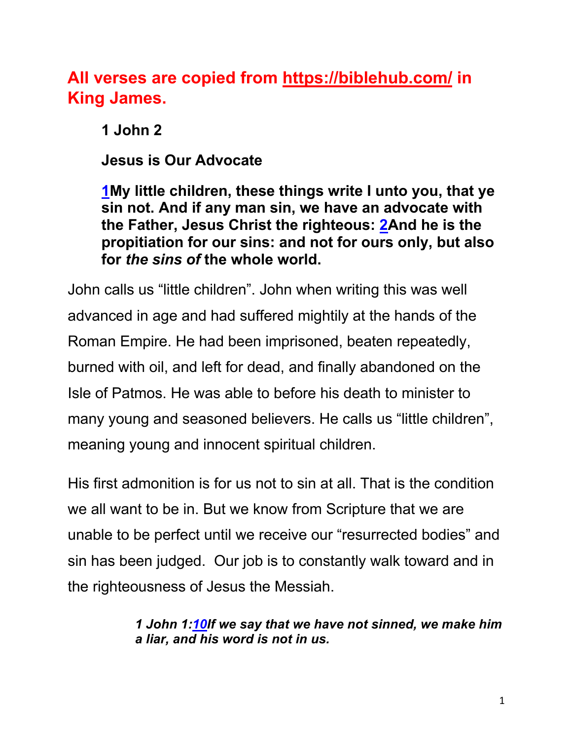**All verses are copied from https://biblehub.com/ in King James.**

**1 John 2**

**Jesus is Our Advocate**

**1My little children, these things write I unto you, that ye sin not. And if any man sin, we have an advocate with the Father, Jesus Christ the righteous: 2And he is the propitiation for our sins: and not for ours only, but also for *the sins of* the whole world.**

John calls us “little children”. John when writing this was well advanced in age and had suffered mightily at the hands of the Roman Empire. He had been imprisoned, beaten repeatedly, burned with oil, and left for dead, and finally abandoned on the Isle of Patmos. He was able to before his death to minister to many young and seasoned believers. He calls us “little children”, meaning young and innocent spiritual children.

His first admonition is for us not to sin at all. That is the condition we all want to be in. But we know from Scripture that we are unable to be perfect until we receive our “resurrected bodies” and sin has been judged. Our job is to constantly walk toward and in the righteousness of Jesus the Messiah.

> ***1 John 1:10If we say that we have not sinned, we make him a liar, and his word is not in us.***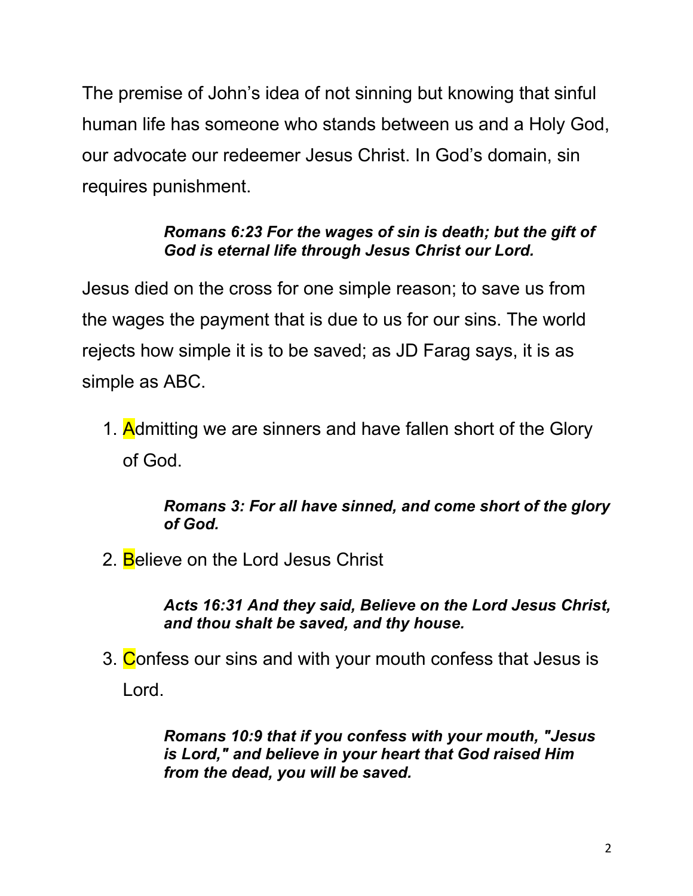The premise of John's idea of not sinning but knowing that sinful human life has someone who stands between us and a Holy God, our advocate our redeemer Jesus Christ. In God's domain, sin requires punishment.

> ***Romans 6:23 For the wages of sin is death; but the gift of God is eternal life through Jesus Christ our Lord.***

Jesus died on the cross for one simple reason; to save us from the wages the payment that is due to us for our sins. The world rejects how simple it is to be saved; as JD Farag says, it is as simple as ABC.

1. Admitting we are sinners and have fallen short of the Glory of God.

   > ***Romans 3: For all have sinned, and come short of the glory of God.***

2. Believe on the Lord Jesus Christ

   > ***Acts 16:31 And they said, Believe on the Lord Jesus Christ, and thou shalt be saved, and thy house.***

3. Confess our sins and with your mouth confess that Jesus is Lord.

   > ***Romans 10:9 that if you confess with your mouth, "Jesus is Lord," and believe in your heart that God raised Him from the dead, you will be saved.***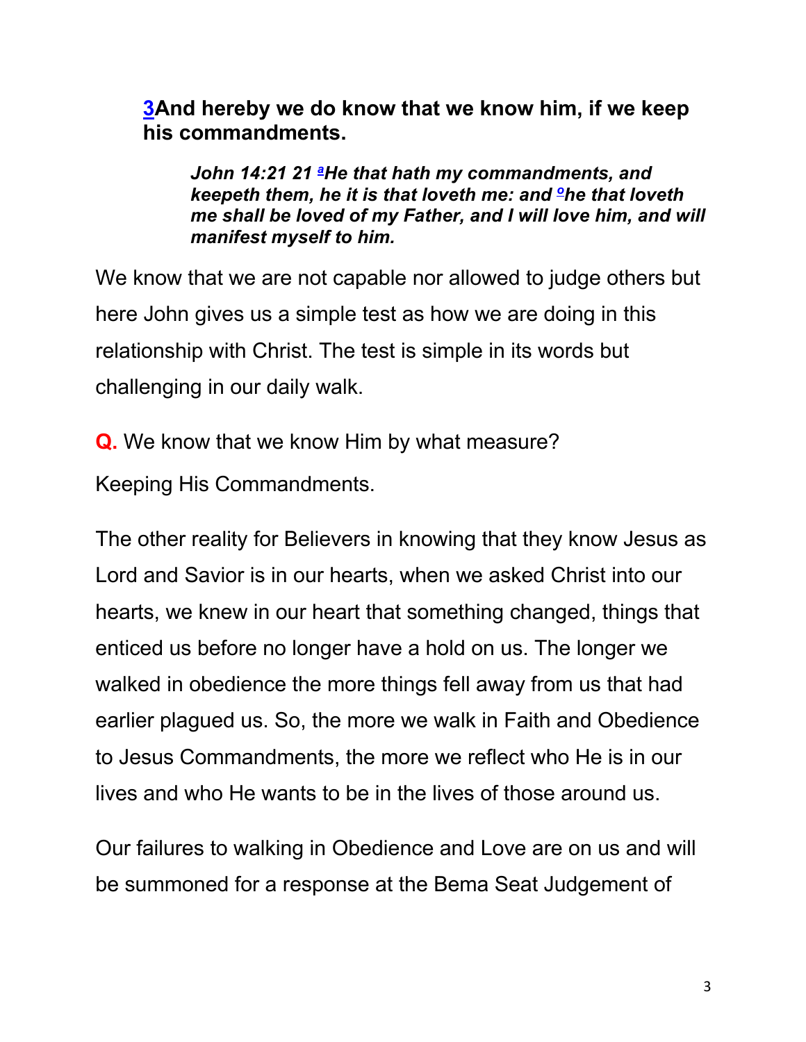**3And hereby we do know that we know him, if we keep his commandments.**

> ***John 14:21 21 [a]He that hath my commandments, and keepeth them, he it is that loveth me: and [o]he that loveth me shall be loved of my Father, and I will love him, and will manifest myself to him.***

We know that we are not capable nor allowed to judge others but here John gives us a simple test as how we are doing in this relationship with Christ. The test is simple in its words but challenging in our daily walk.

**Q.** We know that we know Him by what measure?

Keeping His Commandments.

The other reality for Believers in knowing that they know Jesus as Lord and Savior is in our hearts, when we asked Christ into our hearts, we knew in our heart that something changed, things that enticed us before no longer have a hold on us. The longer we walked in obedience the more things fell away from us that had earlier plagued us. So, the more we walk in Faith and Obedience to Jesus Commandments, the more we reflect who He is in our lives and who He wants to be in the lives of those around us.

Our failures to walking in Obedience and Love are on us and will be summoned for a response at the Bema Seat Judgement of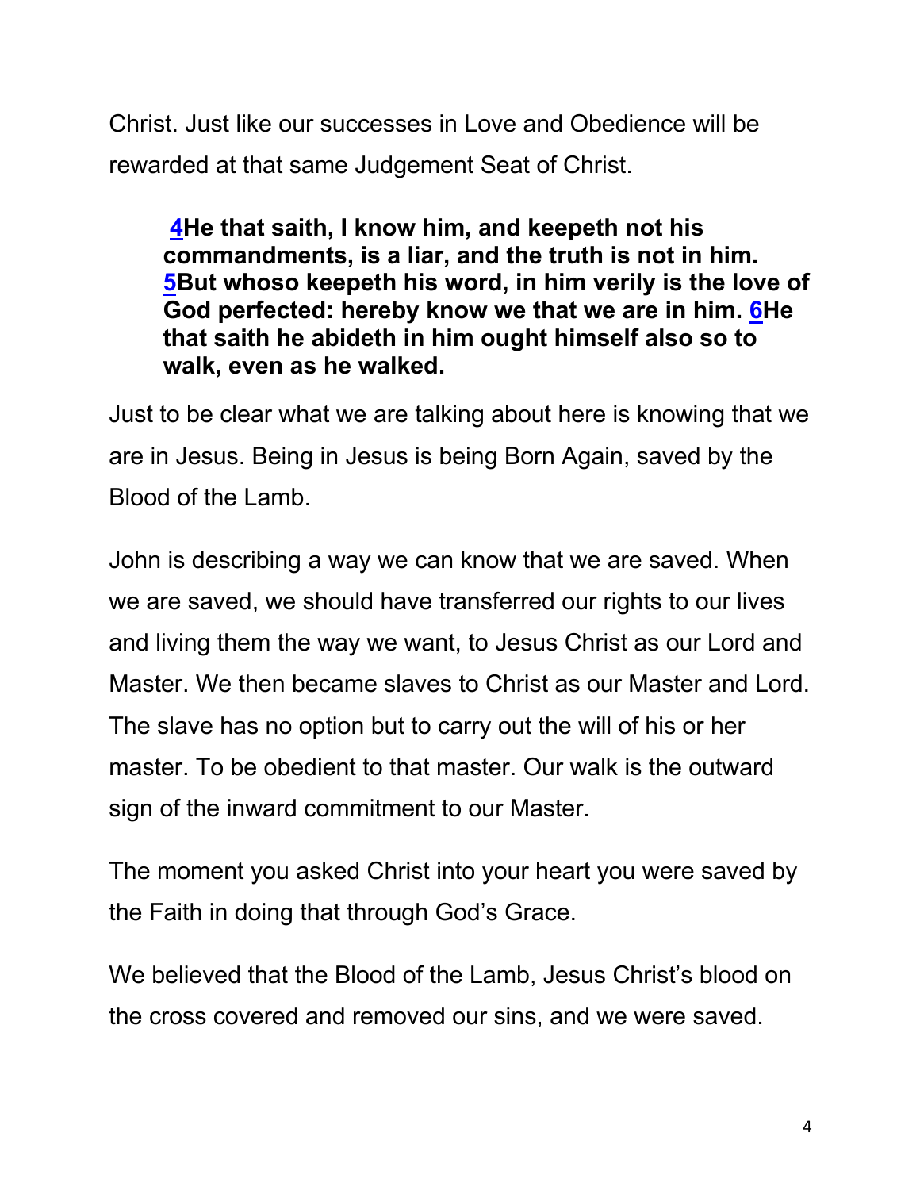Christ. Just like our successes in Love and Obedience will be rewarded at that same Judgement Seat of Christ.

> **4He that saith, I know him, and keepeth not his commandments, is a liar, and the truth is not in him. 5But whoso keepeth his word, in him verily is the love of God perfected: hereby know we that we are in him. 6He that saith he abideth in him ought himself also so to walk, even as he walked.**

Just to be clear what we are talking about here is knowing that we are in Jesus. Being in Jesus is being Born Again, saved by the Blood of the Lamb.

John is describing a way we can know that we are saved. When we are saved, we should have transferred our rights to our lives and living them the way we want, to Jesus Christ as our Lord and Master. We then became slaves to Christ as our Master and Lord. The slave has no option but to carry out the will of his or her master. To be obedient to that master. Our walk is the outward sign of the inward commitment to our Master.

The moment you asked Christ into your heart you were saved by the Faith in doing that through God's Grace.

We believed that the Blood of the Lamb, Jesus Christ's blood on the cross covered and removed our sins, and we were saved.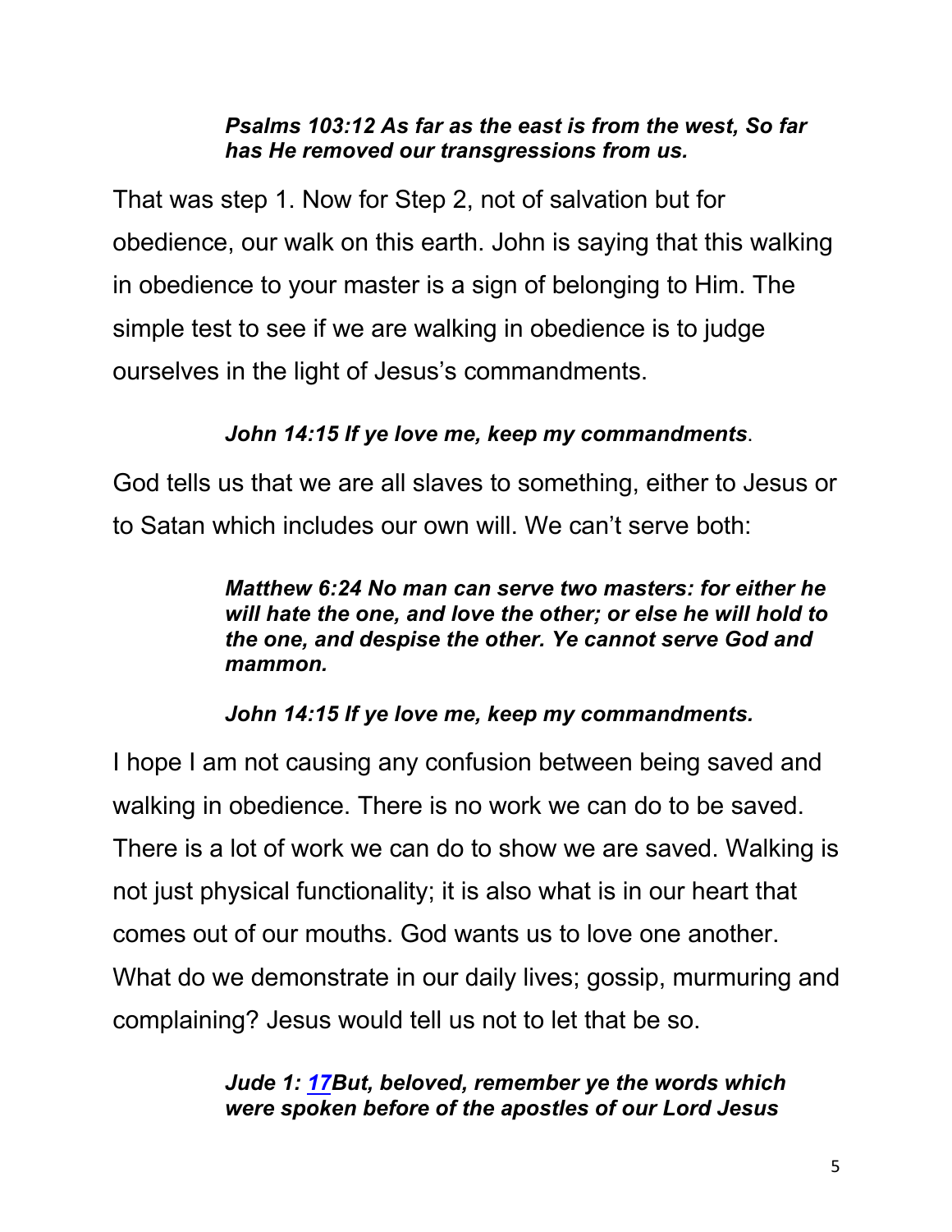***Psalms 103:12 As far as the east is from the west, So far has He removed our transgressions from us.***

That was step 1. Now for Step 2, not of salvation but for obedience, our walk on this earth. John is saying that this walking in obedience to your master is a sign of belonging to Him. The simple test to see if we are walking in obedience is to judge ourselves in the light of Jesus's commandments.

***John 14:15 If ye love me, keep my commandments***.

God tells us that we are all slaves to something, either to Jesus or to Satan which includes our own will. We can't serve both:

***Matthew 6:24 No man can serve two masters: for either he will hate the one, and love the other; or else he will hold to the one, and despise the other. Ye cannot serve God and mammon.***

***John 14:15 If ye love me, keep my commandments.***

I hope I am not causing any confusion between being saved and walking in obedience. There is no work we can do to be saved. There is a lot of work we can do to show we are saved. Walking is not just physical functionality; it is also what is in our heart that comes out of our mouths. God wants us to love one another. What do we demonstrate in our daily lives; gossip, murmuring and complaining? Jesus would tell us not to let that be so.

***Jude 1: 17But, beloved, remember ye the words which were spoken before of the apostles of our Lord Jesus***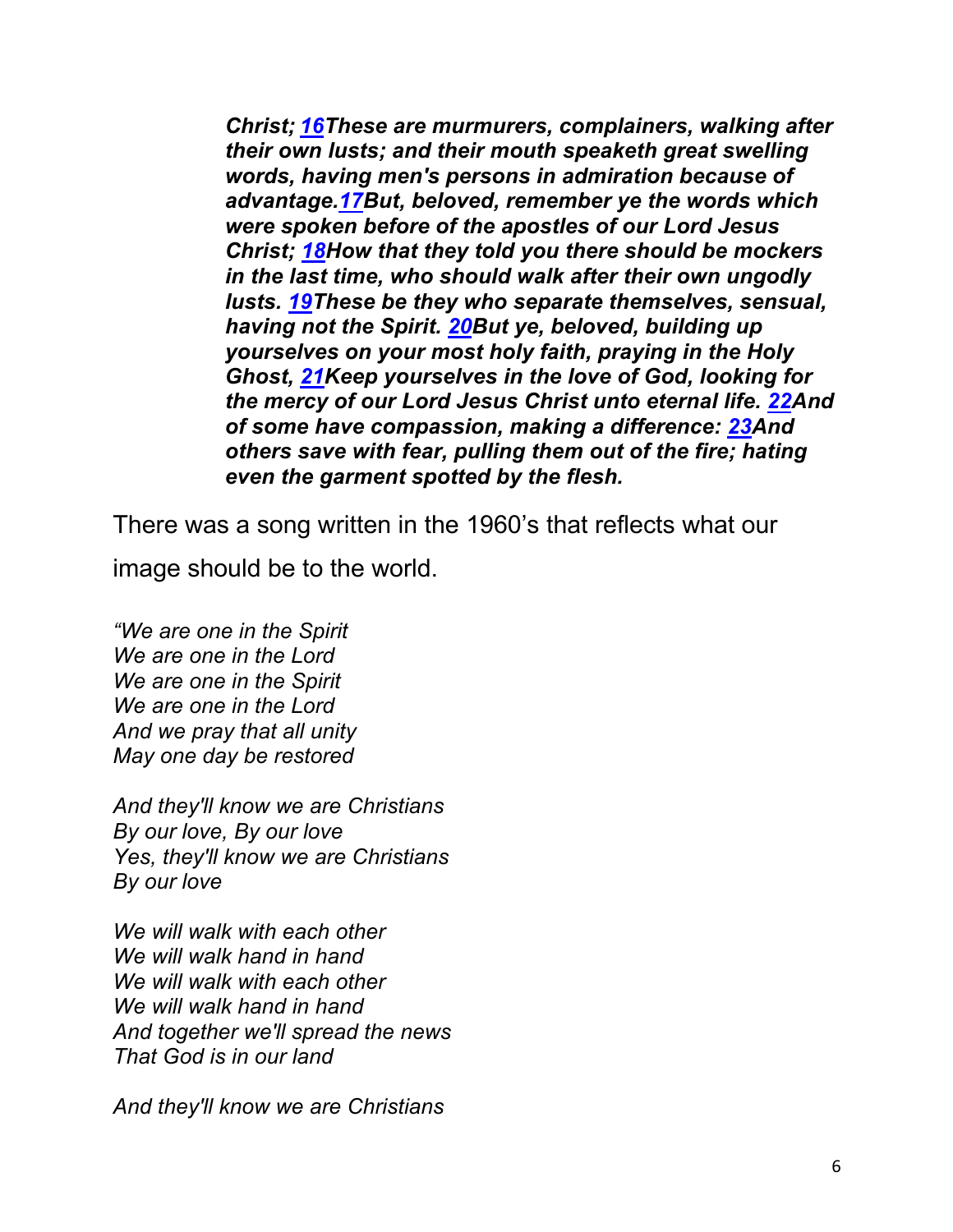***Christ; [16](#)These are murmurers, complainers, walking after their own lusts; and their mouth speaketh great swelling words, having men's persons in admiration because of advantage.[17](#)But, beloved, remember ye the words which were spoken before of the apostles of our Lord Jesus Christ; [18](#)How that they told you there should be mockers in the last time, who should walk after their own ungodly lusts. [19](#)These be they who separate themselves, sensual, having not the Spirit. [20](#)But ye, beloved, building up yourselves on your most holy faith, praying in the Holy Ghost, [21](#)Keep yourselves in the love of God, looking for the mercy of our Lord Jesus Christ unto eternal life. [22](#)And of some have compassion, making a difference: [23](#)And others save with fear, pulling them out of the fire; hating even the garment spotted by the flesh.***

There was a song written in the 1960's that reflects what our image should be to the world.

*"We are one in the Spirit*
*We are one in the Lord*
*We are one in the Spirit*
*We are one in the Lord*
*And we pray that all unity*
*May one day be restored*

*And they'll know we are Christians*
*By our love, By our love*
*Yes, they'll know we are Christians*
*By our love*

*We will walk with each other*
*We will walk hand in hand*
*We will walk with each other*
*We will walk hand in hand*
*And together we'll spread the news*
*That God is in our land*

*And they'll know we are Christians*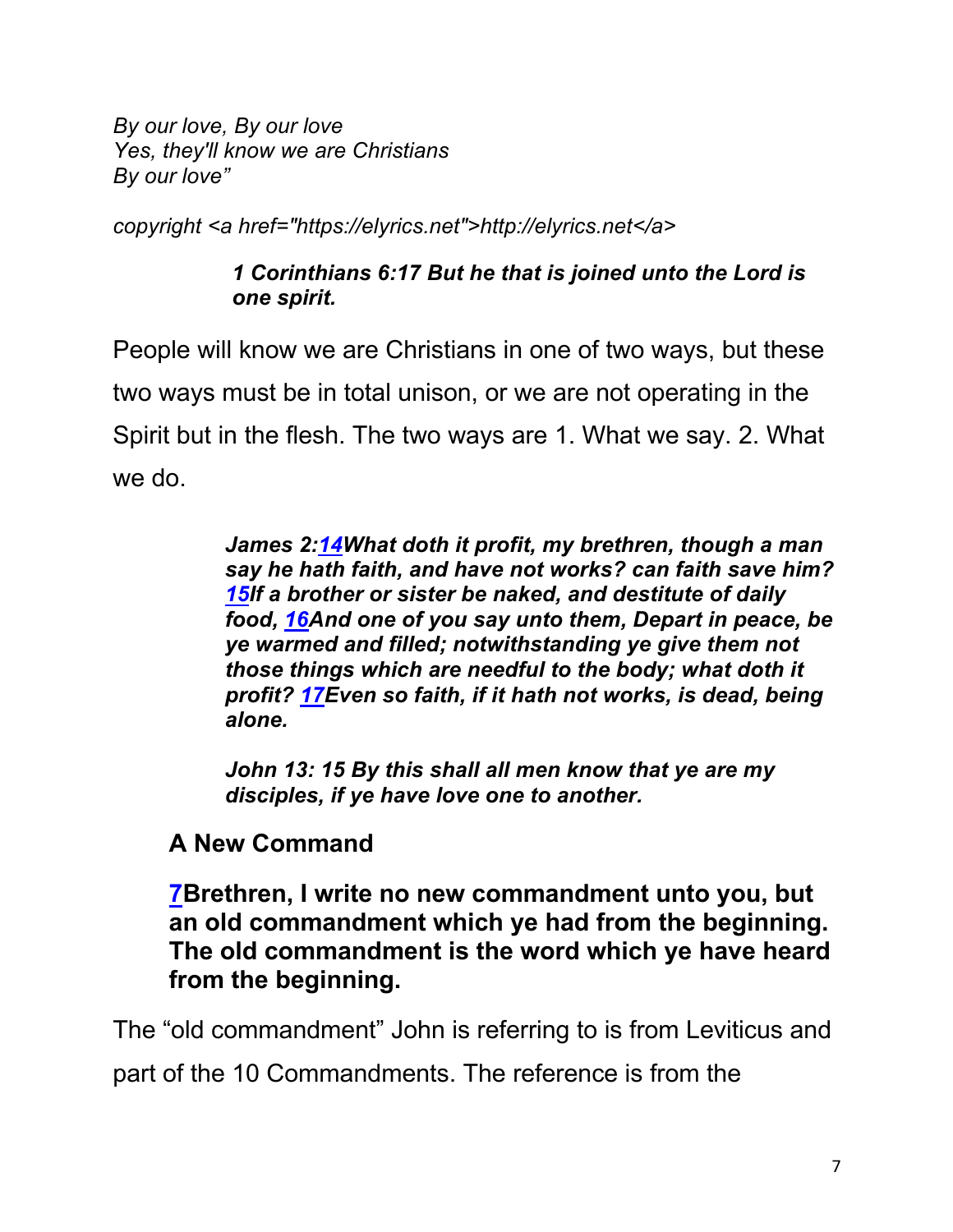*By our love, By our love*
*Yes, they'll know we are Christians*
*By our love"*

*copyright <a href="https://elyrics.net">http://elyrics.net</a>*

> ***1 Corinthians 6:17 But he that is joined unto the Lord is one spirit.***

People will know we are Christians in one of two ways, but these two ways must be in total unison, or we are not operating in the Spirit but in the flesh. The two ways are 1. What we say. 2. What we do.

> ***James 2:14What doth it profit, my brethren, though a man say he hath faith, and have not works? can faith save him? 15If a brother or sister be naked, and destitute of daily food, 16And one of you say unto them, Depart in peace, be ye warmed and filled; notwithstanding ye give them not those things which are needful to the body; what doth it profit? 17Even so faith, if it hath not works, is dead, being alone.***
>
> ***John 13: 15 By this shall all men know that ye are my disciples, if ye have love one to another.***

**A New Command**

**7Brethren, I write no new commandment unto you, but an old commandment which ye had from the beginning. The old commandment is the word which ye have heard from the beginning.**

The "old commandment" John is referring to is from Leviticus and part of the 10 Commandments. The reference is from the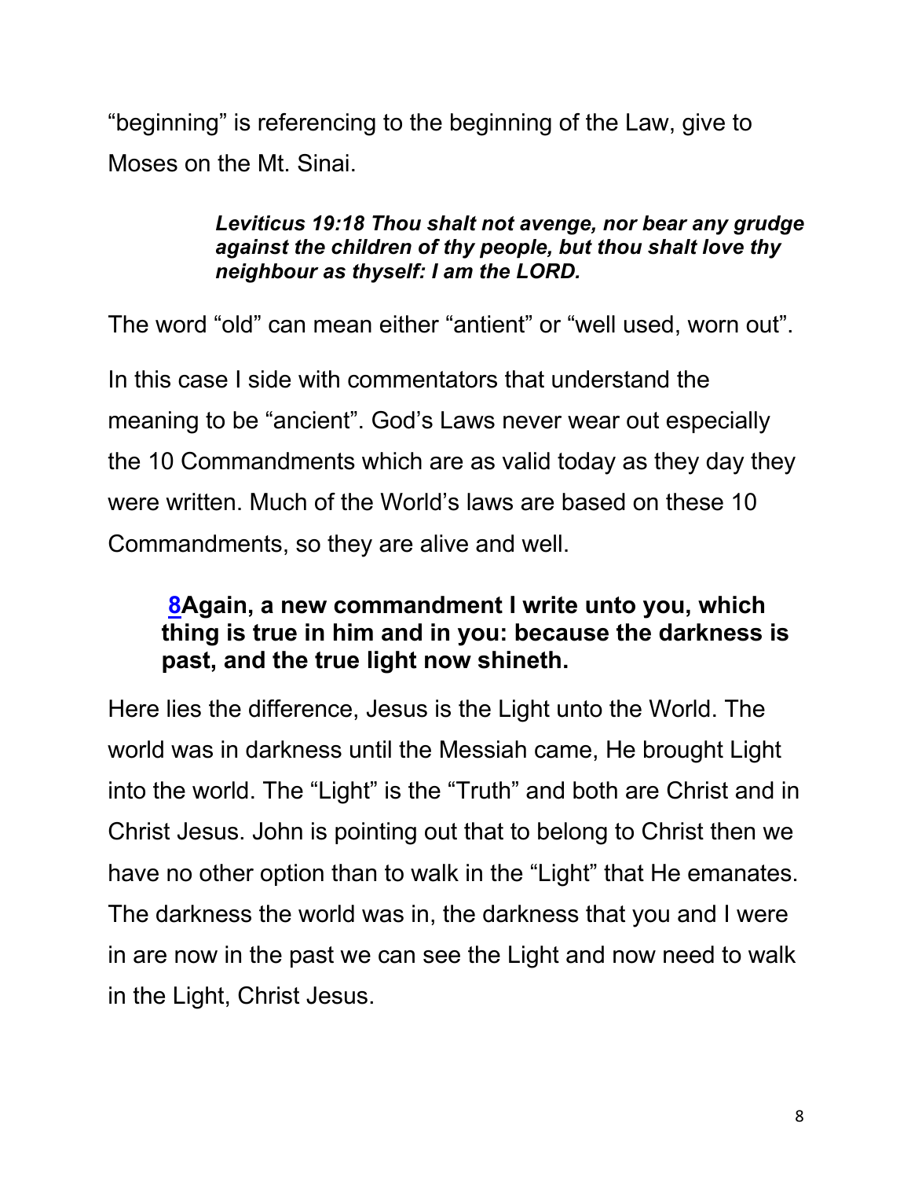"beginning" is referencing to the beginning of the Law, give to Moses on the Mt. Sinai.

> ***Leviticus 19:18 Thou shalt not avenge, nor bear any grudge against the children of thy people, but thou shalt love thy neighbour as thyself: I am the LORD.***

The word "old" can mean either "antient" or "well used, worn out".

In this case I side with commentators that understand the meaning to be "ancient". God's Laws never wear out especially the 10 Commandments which are as valid today as they day they were written. Much of the World's laws are based on these 10 Commandments, so they are alive and well.

> **8Again, a new commandment I write unto you, which thing is true in him and in you: because the darkness is past, and the true light now shineth.**

Here lies the difference, Jesus is the Light unto the World. The world was in darkness until the Messiah came, He brought Light into the world. The "Light" is the "Truth" and both are Christ and in Christ Jesus. John is pointing out that to belong to Christ then we have no other option than to walk in the "Light" that He emanates. The darkness the world was in, the darkness that you and I were in are now in the past we can see the Light and now need to walk in the Light, Christ Jesus.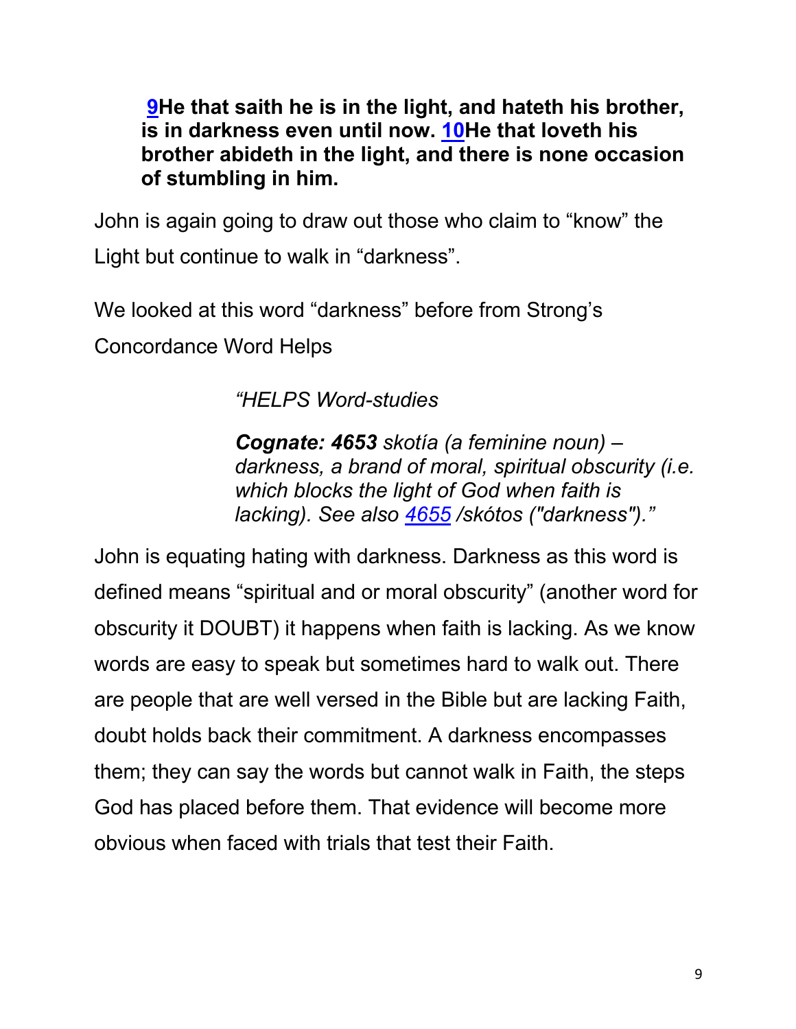**9He that saith he is in the light, and hateth his brother, is in darkness even until now. 10He that loveth his brother abideth in the light, and there is none occasion of stumbling in him.**

John is again going to draw out those who claim to "know" the Light but continue to walk in "darkness".

We looked at this word "darkness" before from Strong's Concordance Word Helps

> *"HELPS Word-studies*
>
> ***Cognate: 4653** skotía (a feminine noun) – darkness, a brand of moral, spiritual obscurity (i.e. which blocks the light of God when faith is lacking). See also 4655 /skótos ("darkness")."*

John is equating hating with darkness. Darkness as this word is defined means "spiritual and or moral obscurity" (another word for obscurity it DOUBT) it happens when faith is lacking. As we know words are easy to speak but sometimes hard to walk out. There are people that are well versed in the Bible but are lacking Faith, doubt holds back their commitment. A darkness encompasses them; they can say the words but cannot walk in Faith, the steps God has placed before them. That evidence will become more obvious when faced with trials that test their Faith.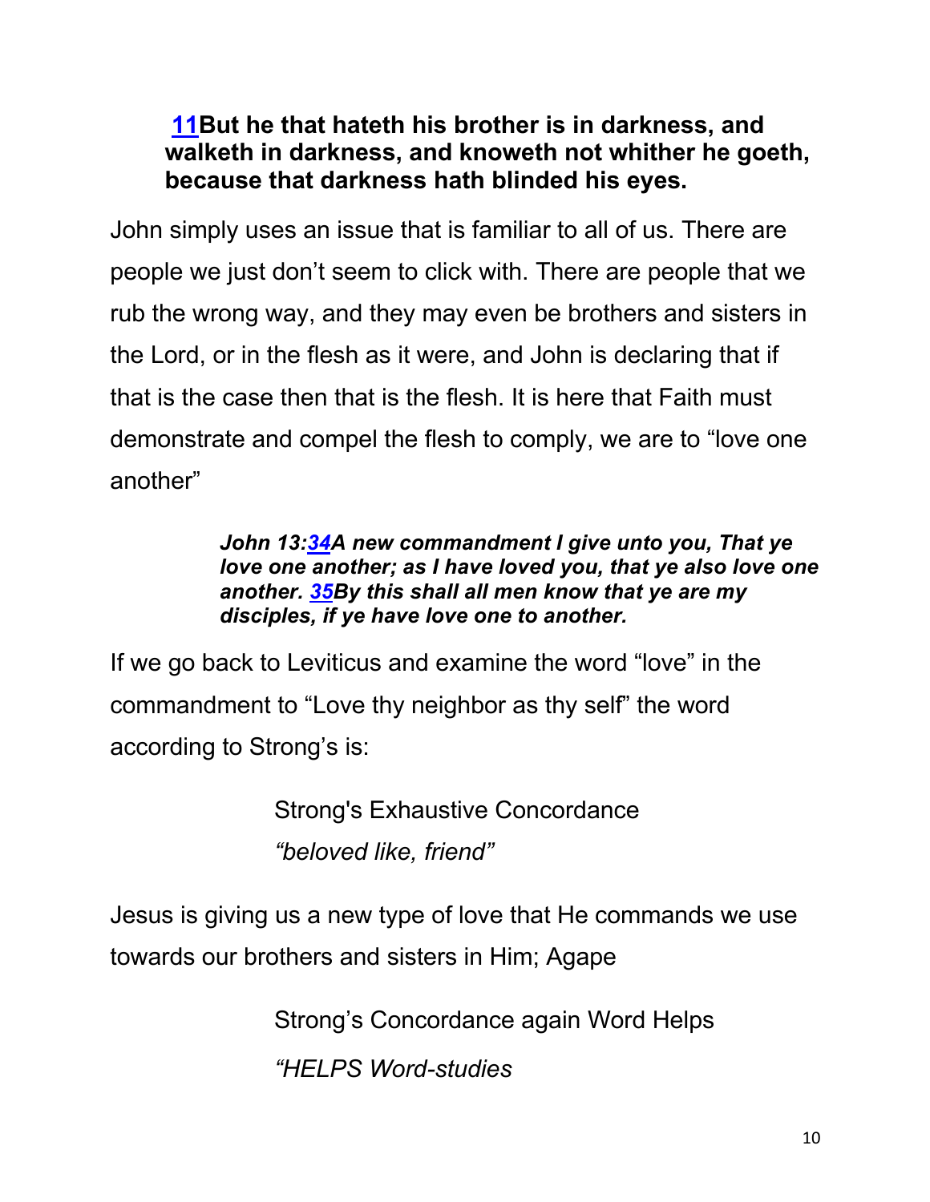**11But he that hateth his brother is in darkness, and walketh in darkness, and knoweth not whither he goeth, because that darkness hath blinded his eyes.**

John simply uses an issue that is familiar to all of us. There are people we just don't seem to click with. There are people that we rub the wrong way, and they may even be brothers and sisters in the Lord, or in the flesh as it were, and John is declaring that if that is the case then that is the flesh. It is here that Faith must demonstrate and compel the flesh to comply, we are to "love one another"

> ***John 13:34A new commandment I give unto you, That ye love one another; as I have loved you, that ye also love one another. 35By this shall all men know that ye are my disciples, if ye have love one to another.***

If we go back to Leviticus and examine the word "love" in the commandment to "Love thy neighbor as thy self" the word according to Strong's is:

> Strong's Exhaustive Concordance
>
> *"beloved like, friend"*

Jesus is giving us a new type of love that He commands we use towards our brothers and sisters in Him; Agape

> Strong's Concordance again Word Helps
>
> *"HELPS Word-studies*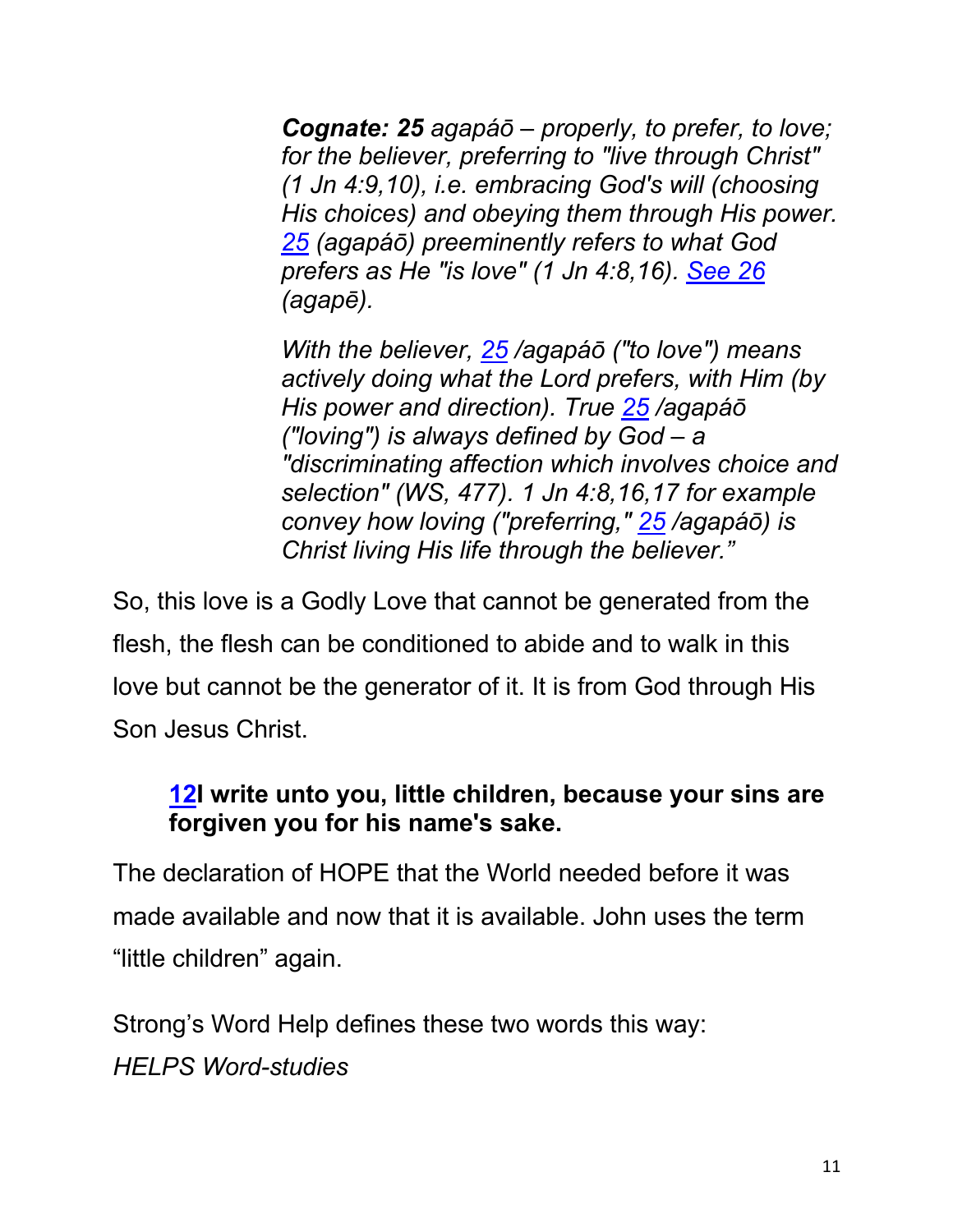*Cognate: **25** agapáō – properly, to prefer, to love; for the believer, preferring to "live through Christ" (1 Jn 4:9,10), i.e. embracing God's will (choosing His choices) and obeying them through His power. 25 (agapáō) preeminently refers to what God prefers as He "is love" (1 Jn 4:8,16). See 26 (agapē).*

*With the believer, 25 /agapáō ("to love") means actively doing what the Lord prefers, with Him (by His power and direction). True 25 /agapáō ("loving") is always defined by God – a "discriminating affection which involves choice and selection" (WS, 477). 1 Jn 4:8,16,17 for example convey how loving ("preferring," 25 /agapáō) is Christ living His life through the believer."*

So, this love is a Godly Love that cannot be generated from the flesh, the flesh can be conditioned to abide and to walk in this love but cannot be the generator of it. It is from God through His Son Jesus Christ.

> **12I write unto you, little children, because your sins are forgiven you for his name's sake.**

The declaration of HOPE that the World needed before it was made available and now that it is available. John uses the term "little children" again.

Strong's Word Help defines these two words this way:
*HELPS Word-studies*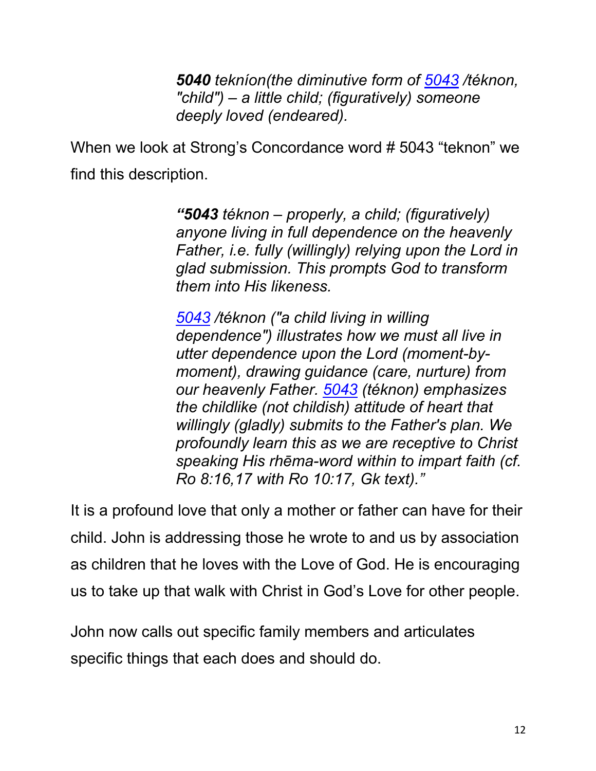> ***5040** tekníon(the diminutive form of [5043](5043) /téknon, "child") – a little child; (figuratively) someone deeply loved (endeared).*

When we look at Strong's Concordance word # 5043 "teknon" we find this description.

> ***"5043** téknon – properly, a child; (figuratively) anyone living in full dependence on the heavenly Father, i.e. fully (willingly) relying upon the Lord in glad submission. This prompts God to transform them into His likeness.*
>
> *5043 /téknon ("a child living in willing dependence") illustrates how we must all live in utter dependence upon the Lord (moment-by-moment), drawing guidance (care, nurture) from our heavenly Father. 5043 (téknon) emphasizes the childlike (not childish) attitude of heart that willingly (gladly) submits to the Father's plan. We profoundly learn this as we are receptive to Christ speaking His rhēma-word within to impart faith (cf. Ro 8:16,17 with Ro 10:17, Gk text)."*

It is a profound love that only a mother or father can have for their child. John is addressing those he wrote to and us by association as children that he loves with the Love of God. He is encouraging us to take up that walk with Christ in God's Love for other people.

John now calls out specific family members and articulates specific things that each does and should do.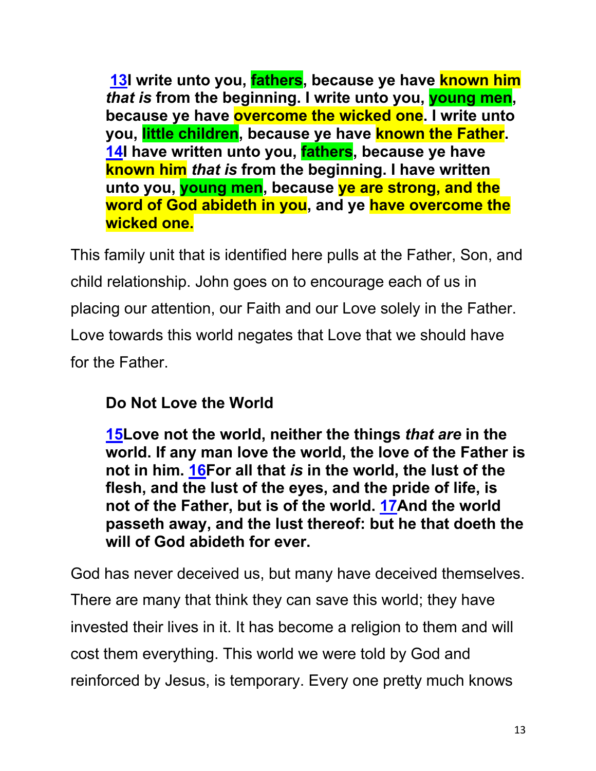**13I write unto you, fathers, because ye have known him *that is* from the beginning. I write unto you, young men, because ye have overcome the wicked one. I write unto you, little children, because ye have known the Father. 14I have written unto you, fathers, because ye have known him *that is* from the beginning. I have written unto you, young men, because ye are strong, and the word of God abideth in you, and ye have overcome the wicked one.**

This family unit that is identified here pulls at the Father, Son, and child relationship. John goes on to encourage each of us in placing our attention, our Faith and our Love solely in the Father. Love towards this world negates that Love that we should have for the Father.

**Do Not Love the World**

**15Love not the world, neither the things *that are* in the world. If any man love the world, the love of the Father is not in him. 16For all that *is* in the world, the lust of the flesh, and the lust of the eyes, and the pride of life, is not of the Father, but is of the world. 17And the world passeth away, and the lust thereof: but he that doeth the will of God abideth for ever.**

God has never deceived us, but many have deceived themselves. There are many that think they can save this world; they have invested their lives in it. It has become a religion to them and will cost them everything. This world we were told by God and reinforced by Jesus, is temporary. Every one pretty much knows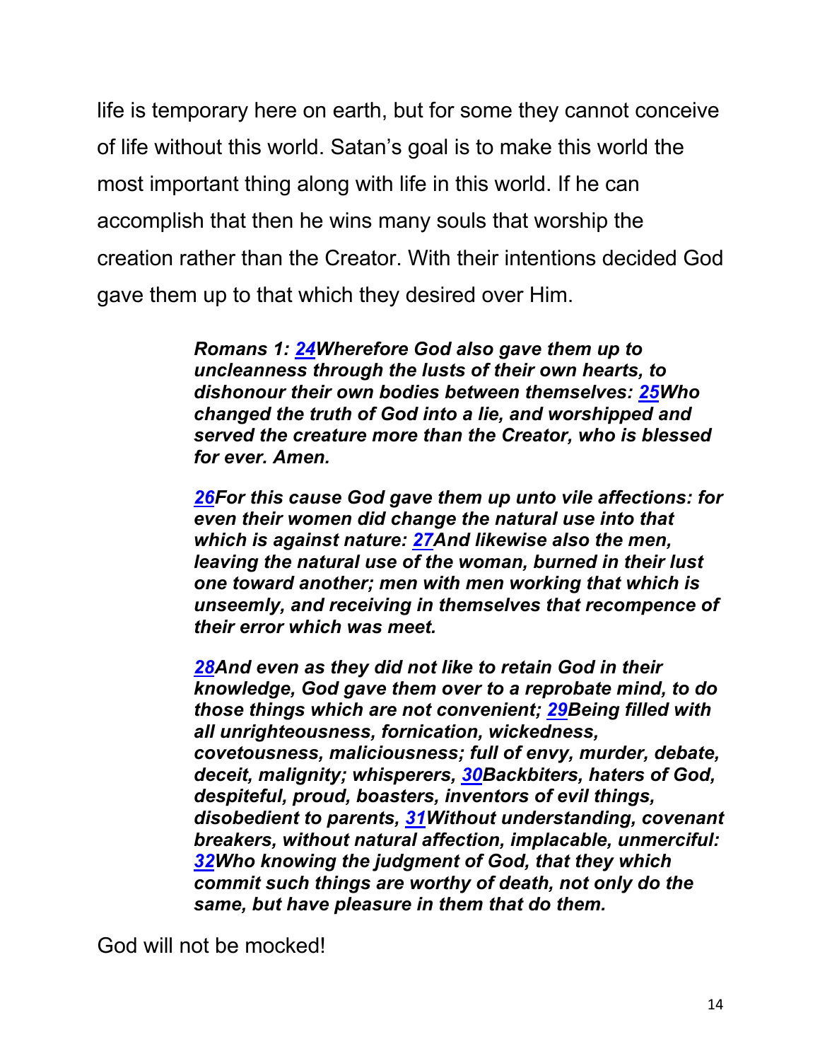life is temporary here on earth, but for some they cannot conceive of life without this world. Satan's goal is to make this world the most important thing along with life in this world. If he can accomplish that then he wins many souls that worship the creation rather than the Creator. With their intentions decided God gave them up to that which they desired over Him.

> ***Romans 1: 24Wherefore God also gave them up to uncleanness through the lusts of their own hearts, to dishonour their own bodies between themselves: 25Who changed the truth of God into a lie, and worshipped and served the creature more than the Creator, who is blessed for ever. Amen.***
>
> ***26For this cause God gave them up unto vile affections: for even their women did change the natural use into that which is against nature: 27And likewise also the men, leaving the natural use of the woman, burned in their lust one toward another; men with men working that which is unseemly, and receiving in themselves that recompence of their error which was meet.***
>
> ***28And even as they did not like to retain God in their knowledge, God gave them over to a reprobate mind, to do those things which are not convenient; 29Being filled with all unrighteousness, fornication, wickedness, covetousness, maliciousness; full of envy, murder, debate, deceit, malignity; whisperers, 30Backbiters, haters of God, despiteful, proud, boasters, inventors of evil things, disobedient to parents, 31Without understanding, covenant breakers, without natural affection, implacable, unmerciful: 32Who knowing the judgment of God, that they which commit such things are worthy of death, not only do the same, but have pleasure in them that do them.***

God will not be mocked!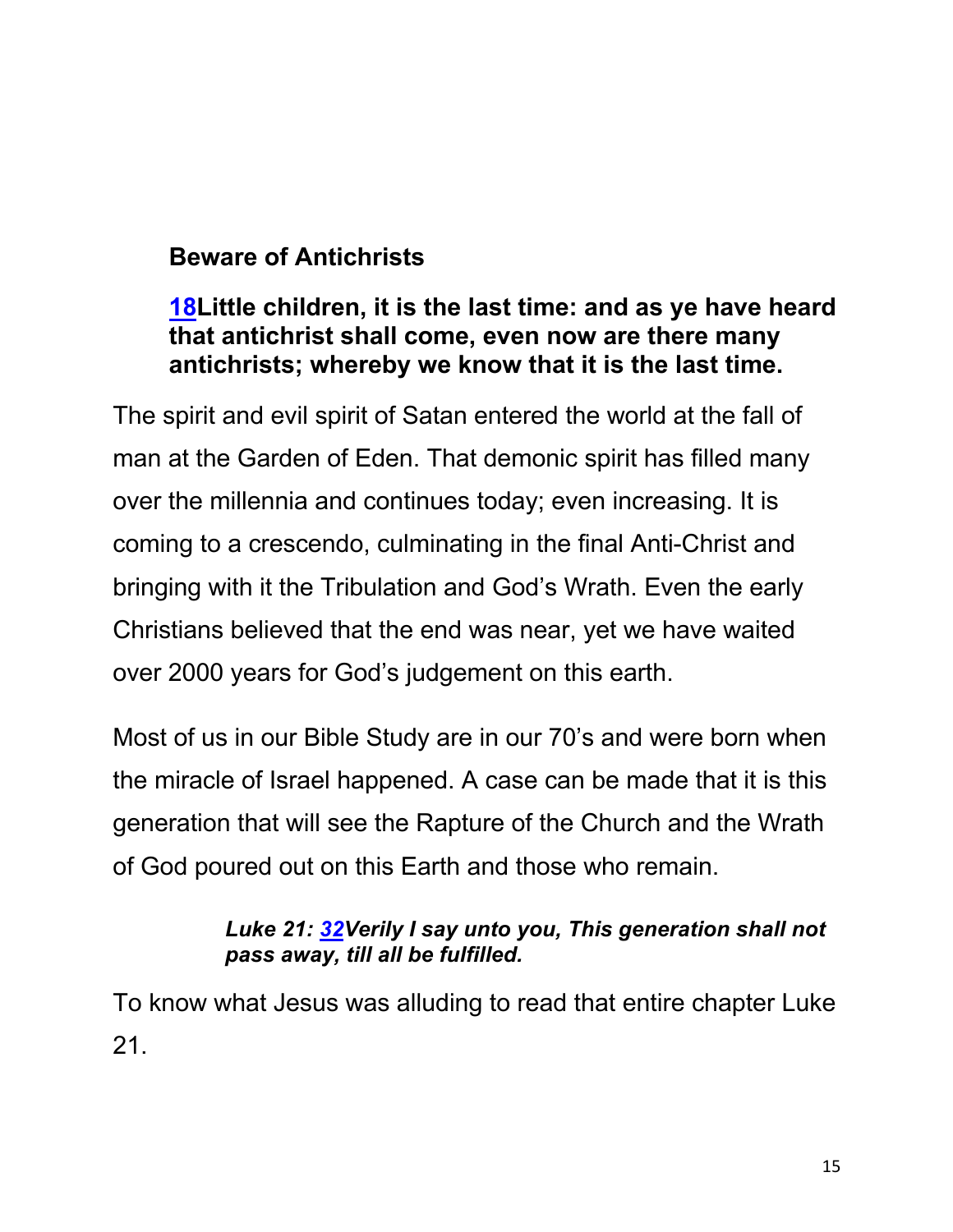**Beware of Antichrists**

**18Little children, it is the last time: and as ye have heard that antichrist shall come, even now are there many antichrists; whereby we know that it is the last time.**

The spirit and evil spirit of Satan entered the world at the fall of man at the Garden of Eden. That demonic spirit has filled many over the millennia and continues today; even increasing. It is coming to a crescendo, culminating in the final Anti-Christ and bringing with it the Tribulation and God's Wrath. Even the early Christians believed that the end was near, yet we have waited over 2000 years for God's judgement on this earth.

Most of us in our Bible Study are in our 70's and were born when the miracle of Israel happened. A case can be made that it is this generation that will see the Rapture of the Church and the Wrath of God poured out on this Earth and those who remain.

> ***Luke 21: 32Verily I say unto you, This generation shall not pass away, till all be fulfilled.***

To know what Jesus was alluding to read that entire chapter Luke 21.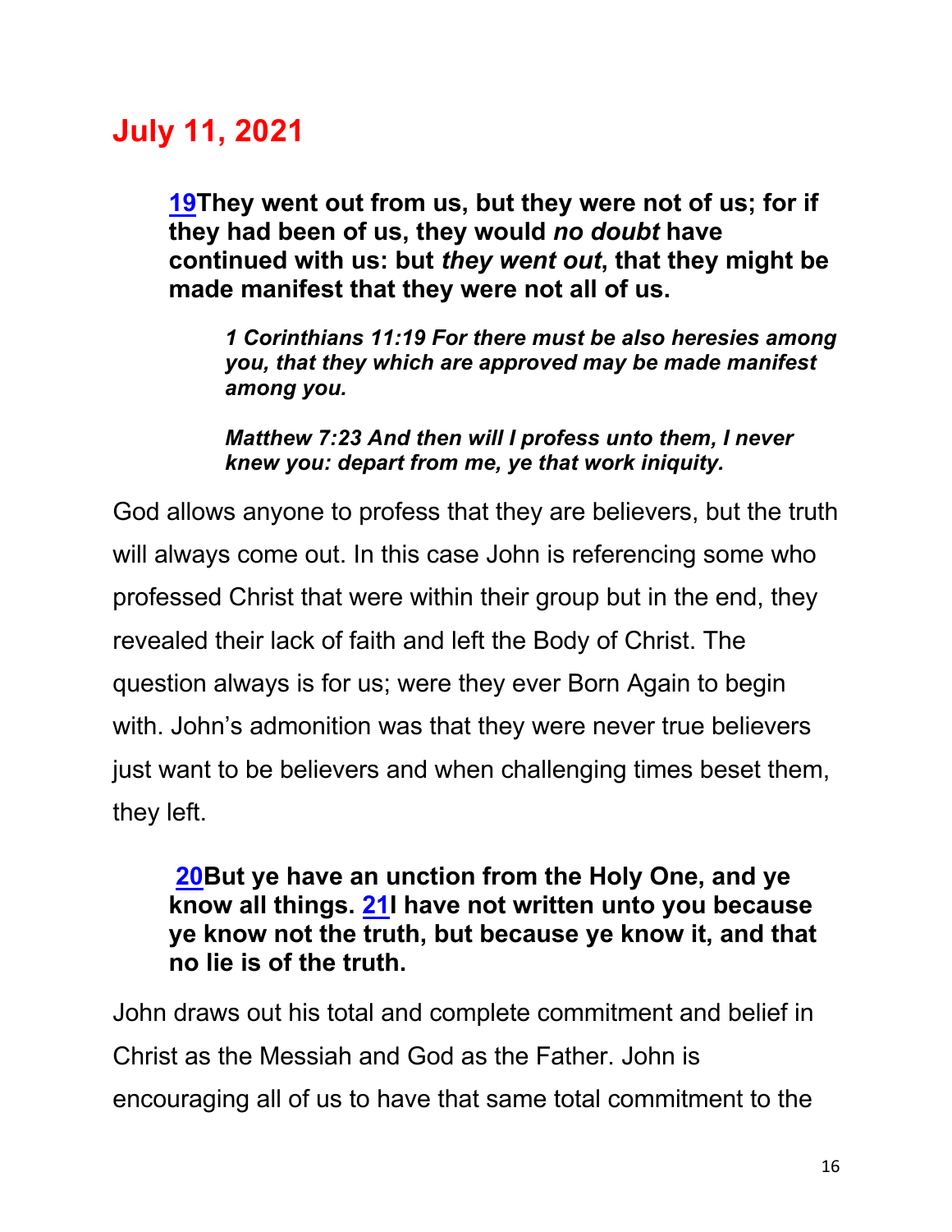## July 11, 2021

> **[19](#)They went out from us, but they were not of us; for if they had been of us, they would *no doubt* have continued with us: but *they went out*, that they might be made manifest that they were not all of us.**
>
> > ***1 Corinthians 11:19 For there must be also heresies among you, that they which are approved may be made manifest among you.***
> >
> > ***Matthew 7:23 And then will I profess unto them, I never knew you: depart from me, ye that work iniquity.***

God allows anyone to profess that they are believers, but the truth will always come out. In this case John is referencing some who professed Christ that were within their group but in the end, they revealed their lack of faith and left the Body of Christ. The question always is for us; were they ever Born Again to begin with. John's admonition was that they were never true believers just want to be believers and when challenging times beset them, they left.

> **[20](#)But ye have an unction from the Holy One, and ye know all things. [21](#)I have not written unto you because ye know not the truth, but because ye know it, and that no lie is of the truth.**

John draws out his total and complete commitment and belief in Christ as the Messiah and God as the Father. John is encouraging all of us to have that same total commitment to the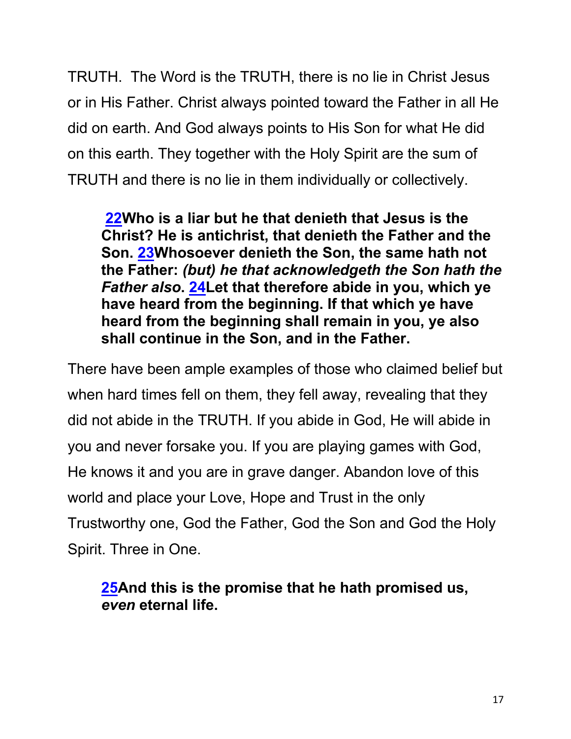TRUTH. The Word is the TRUTH, there is no lie in Christ Jesus or in His Father. Christ always pointed toward the Father in all He did on earth. And God always points to His Son for what He did on this earth. They together with the Holy Spirit are the sum of TRUTH and there is no lie in them individually or collectively.

> **22Who is a liar but he that denieth that Jesus is the Christ? He is antichrist, that denieth the Father and the Son. 23Whosoever denieth the Son, the same hath not the Father:** ***(but) he that acknowledgeth the Son hath the Father also*****. 24Let that therefore abide in you, which ye have heard from the beginning. If that which ye have heard from the beginning shall remain in you, ye also shall continue in the Son, and in the Father.**

There have been ample examples of those who claimed belief but when hard times fell on them, they fell away, revealing that they did not abide in the TRUTH. If you abide in God, He will abide in you and never forsake you. If you are playing games with God, He knows it and you are in grave danger. Abandon love of this world and place your Love, Hope and Trust in the only Trustworthy one, God the Father, God the Son and God the Holy Spirit. Three in One.

> **25And this is the promise that he hath promised us,** ***even*** **eternal life.**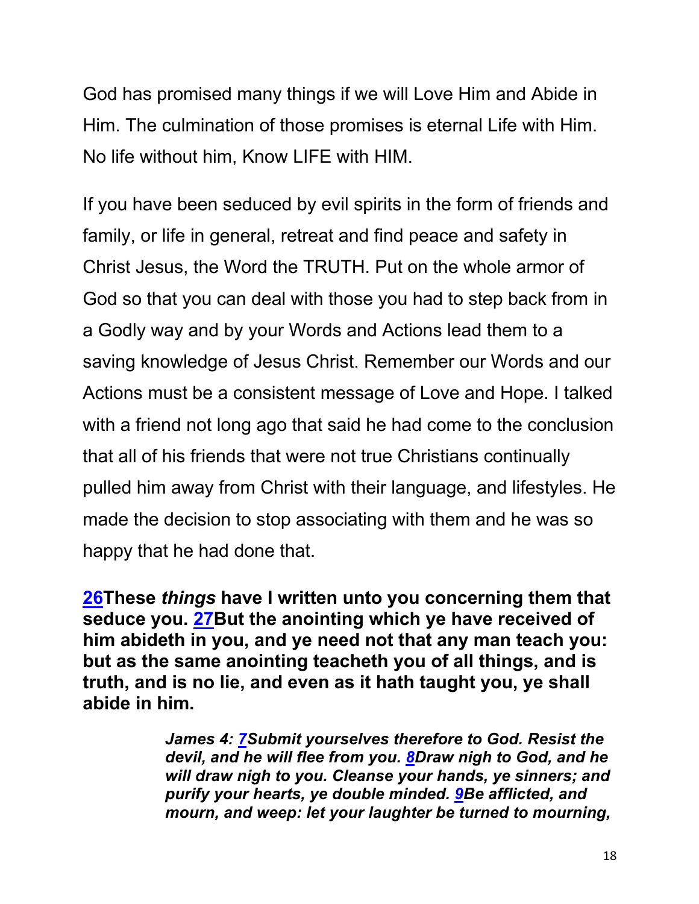God has promised many things if we will Love Him and Abide in Him. The culmination of those promises is eternal Life with Him. No life without him, Know LIFE with HIM.

If you have been seduced by evil spirits in the form of friends and family, or life in general, retreat and find peace and safety in Christ Jesus, the Word the TRUTH. Put on the whole armor of God so that you can deal with those you had to step back from in a Godly way and by your Words and Actions lead them to a saving knowledge of Jesus Christ. Remember our Words and our Actions must be a consistent message of Love and Hope. I talked with a friend not long ago that said he had come to the conclusion that all of his friends that were not true Christians continually pulled him away from Christ with their language, and lifestyles. He made the decision to stop associating with them and he was so happy that he had done that.

**26These *things* have I written unto you concerning them that seduce you. 27But the anointing which ye have received of him abideth in you, and ye need not that any man teach you: but as the same anointing teacheth you of all things, and is truth, and is no lie, and even as it hath taught you, ye shall abide in him.**

> ***James 4: 7Submit yourselves therefore to God. Resist the devil, and he will flee from you. 8Draw nigh to God, and he will draw nigh to you. Cleanse your hands, ye sinners; and purify your hearts, ye double minded. 9Be afflicted, and mourn, and weep: let your laughter be turned to mourning,***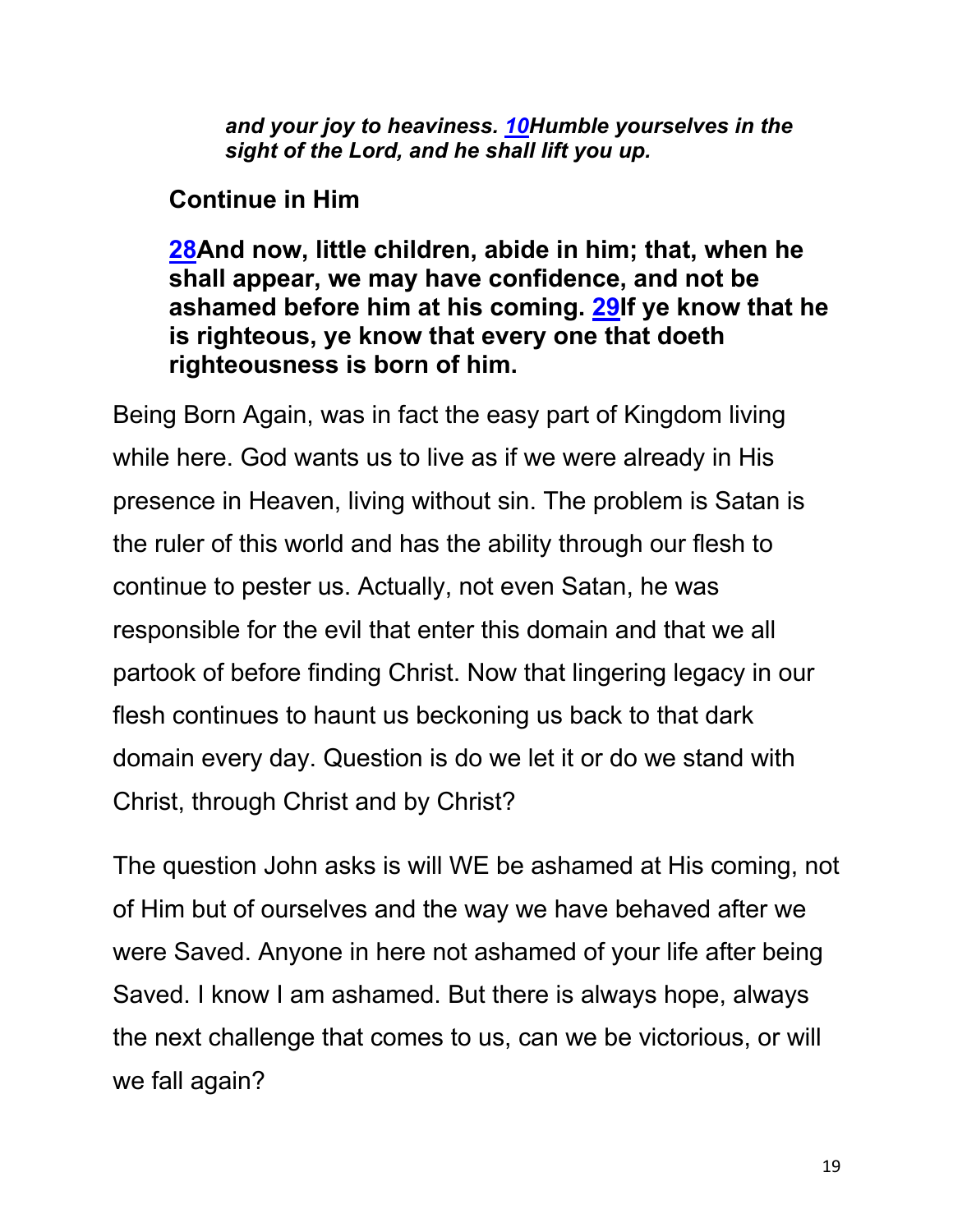*and your joy to heaviness.* ***10******Humble yourselves in the sight of the Lord, and he shall lift you up.***

**Continue in Him**

**28And now, little children, abide in him; that, when he shall appear, we may have confidence, and not be ashamed before him at his coming. 29If ye know that he is righteous, ye know that every one that doeth righteousness is born of him.**

Being Born Again, was in fact the easy part of Kingdom living while here. God wants us to live as if we were already in His presence in Heaven, living without sin. The problem is Satan is the ruler of this world and has the ability through our flesh to continue to pester us. Actually, not even Satan, he was responsible for the evil that enter this domain and that we all partook of before finding Christ. Now that lingering legacy in our flesh continues to haunt us beckoning us back to that dark domain every day. Question is do we let it or do we stand with Christ, through Christ and by Christ?

The question John asks is will WE be ashamed at His coming, not of Him but of ourselves and the way we have behaved after we were Saved. Anyone in here not ashamed of your life after being Saved. I know I am ashamed. But there is always hope, always the next challenge that comes to us, can we be victorious, or will we fall again?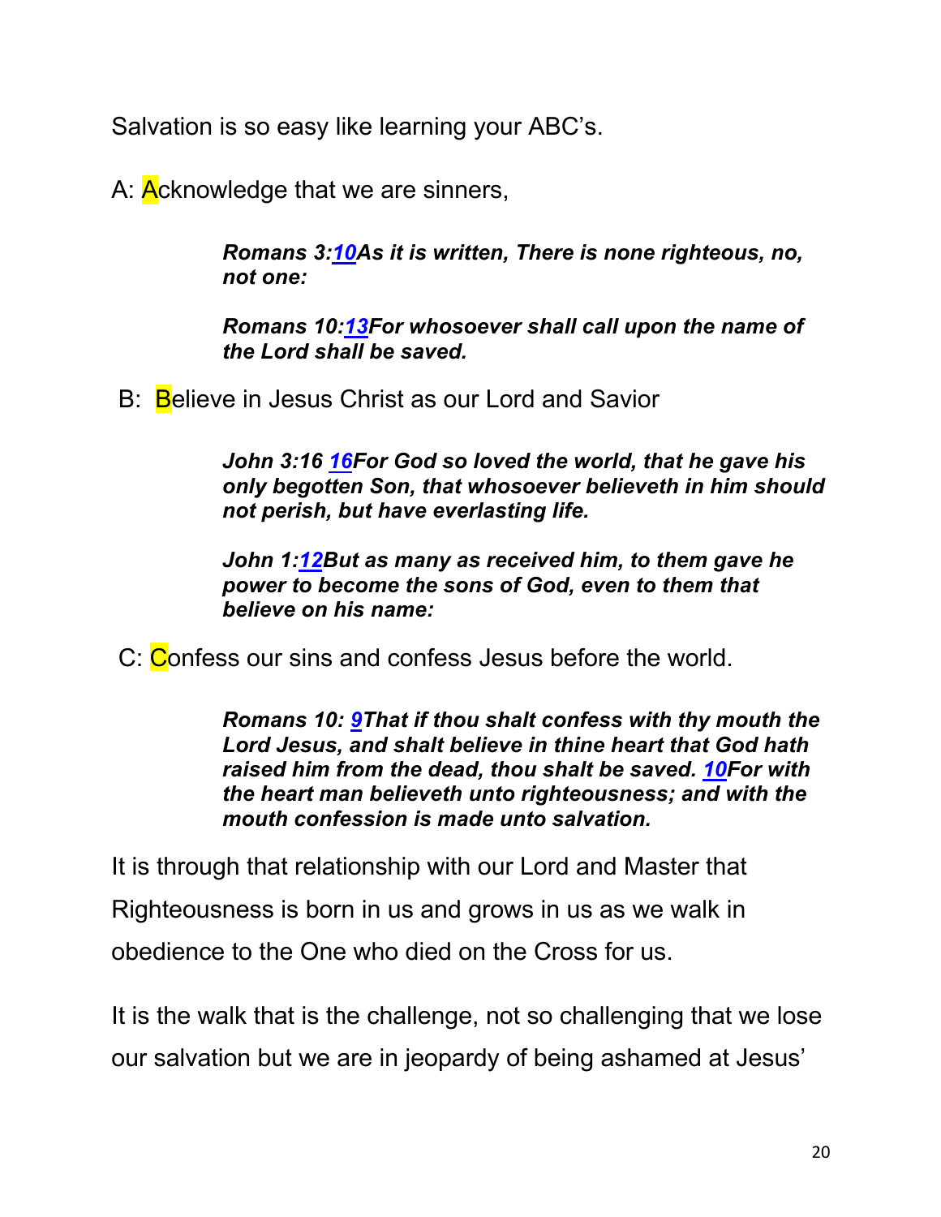Salvation is so easy like learning your ABC's.

A: Acknowledge that we are sinners,

> ***Romans 3:10As it is written, There is none righteous, no, not one:***
>
> ***Romans 10:13For whosoever shall call upon the name of the Lord shall be saved.***

B: Believe in Jesus Christ as our Lord and Savior

> ***John 3:16 16For God so loved the world, that he gave his only begotten Son, that whosoever believeth in him should not perish, but have everlasting life.***
>
> ***John 1:12But as many as received him, to them gave he power to become the sons of God, even to them that believe on his name:***

C: Confess our sins and confess Jesus before the world.

> ***Romans 10: 9That if thou shalt confess with thy mouth the Lord Jesus, and shalt believe in thine heart that God hath raised him from the dead, thou shalt be saved. 10For with the heart man believeth unto righteousness; and with the mouth confession is made unto salvation.***

It is through that relationship with our Lord and Master that Righteousness is born in us and grows in us as we walk in obedience to the One who died on the Cross for us.

It is the walk that is the challenge, not so challenging that we lose our salvation but we are in jeopardy of being ashamed at Jesus'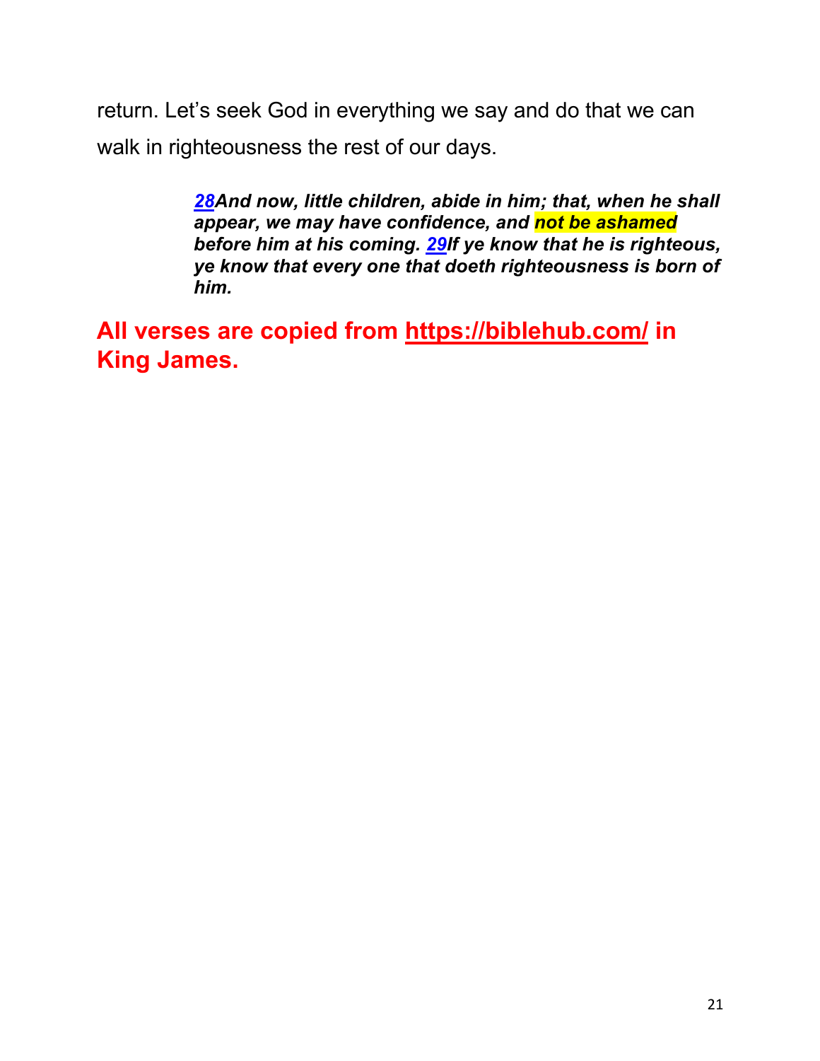return. Let's seek God in everything we say and do that we can walk in righteousness the rest of our days.

> ***28**And now, little children, abide in him; that, when he shall appear, we may have confidence, and not be ashamed before him at his coming. **29**If ye know that he is righteous, ye know that every one that doeth righteousness is born of him.*

**All verses are copied from https://biblehub.com/ in King James.**